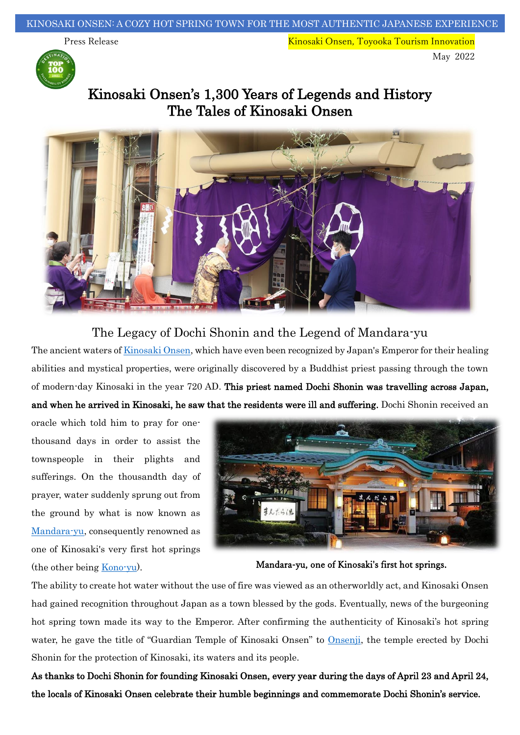KINOSAKI ONSEN: A COZY HOT SPRING TOWN FOR THE MOST AUTHENTIC JAPANESE EXPERIENCE

Press Release

Kinosaki Onsen, Toyooka Tourism Innovation

May 2022

# Kinosaki Onsen's 1,300 Years of Legends and History
# The Tales of Kinosaki Onsen

## The Legacy of Dochi Shonin and the Legend of Mandara-yu

The ancient waters of Kinosaki Onsen, which have even been recognized by Japan's Emperor for their healing abilities and mystical properties, were originally discovered by a Buddhist priest passing through the town of modern-day Kinosaki in the year 720 AD. **This priest named Dochi Shonin was travelling across Japan, and when he arrived in Kinosaki, he saw that the residents were ill and suffering.** Dochi Shonin received an oracle which told him to pray for one-thousand days in order to assist the townspeople in their plights and sufferings. On the thousandth day of prayer, water suddenly sprung out from the ground by what is now known as Mandara-yu, consequently renowned as one of Kinosaki's very first hot springs (the other being Kono-yu).

**Mandara-yu, one of Kinosaki's first hot springs.**

The ability to create hot water without the use of fire was viewed as an otherworldly act, and Kinosaki Onsen had gained recognition throughout Japan as a town blessed by the gods. Eventually, news of the burgeoning hot spring town made its way to the Emperor. After confirming the authenticity of Kinosaki's hot spring water, he gave the title of "Guardian Temple of Kinosaki Onsen" to Onsenji, the temple erected by Dochi Shonin for the protection of Kinosaki, its waters and its people.

**As thanks to Dochi Shonin for founding Kinosaki Onsen, every year during the days of April 23 and April 24, the locals of Kinosaki Onsen celebrate their humble beginnings and commemorate Dochi Shonin's service.**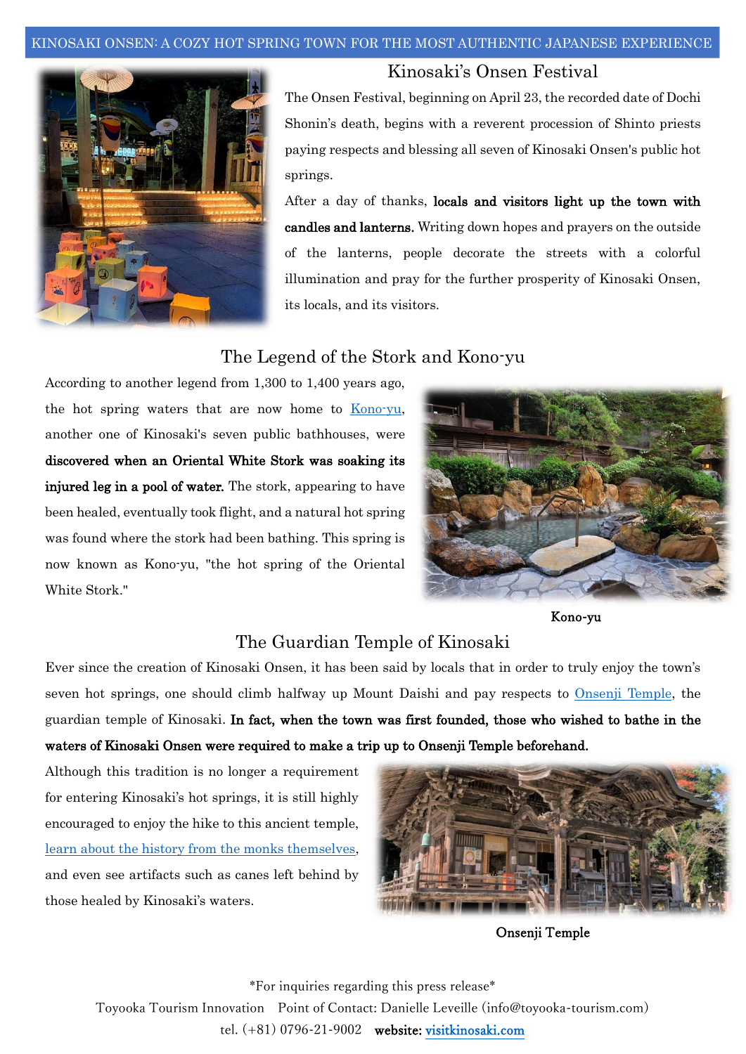KINOSAKI ONSEN: A COZY HOT SPRING TOWN FOR THE MOST AUTHENTIC JAPANESE EXPERIENCE

## Kinosaki's Onsen Festival

The Onsen Festival, beginning on April 23, the recorded date of Dochi Shonin's death, begins with a reverent procession of Shinto priests paying respects and blessing all seven of Kinosaki Onsen's public hot springs.

After a day of thanks, **locals and visitors light up the town with candles and lanterns.** Writing down hopes and prayers on the outside of the lanterns, people decorate the streets with a colorful illumination and pray for the further prosperity of Kinosaki Onsen, its locals, and its visitors.

## The Legend of the Stork and Kono-yu

According to another legend from 1,300 to 1,400 years ago, the hot spring waters that are now home to Kono-yu, another one of Kinosaki's seven public bathhouses, were **discovered when an Oriental White Stork was soaking its injured leg in a pool of water.** The stork, appearing to have been healed, eventually took flight, and a natural hot spring was found where the stork had been bathing. This spring is now known as Kono-yu, "the hot spring of the Oriental White Stork."

Kono-yu

## The Guardian Temple of Kinosaki

Ever since the creation of Kinosaki Onsen, it has been said by locals that in order to truly enjoy the town's seven hot springs, one should climb halfway up Mount Daishi and pay respects to Onsenji Temple, the guardian temple of Kinosaki. **In fact, when the town was first founded, those who wished to bathe in the waters of Kinosaki Onsen were required to make a trip up to Onsenji Temple beforehand.**

Although this tradition is no longer a requirement for entering Kinosaki's hot springs, it is still highly encouraged to enjoy the hike to this ancient temple, learn about the history from the monks themselves, and even see artifacts such as canes left behind by those healed by Kinosaki's waters.

Onsenji Temple

*For inquiries regarding this press release*

Toyooka Tourism Innovation　Point of Contact: Danielle Leveille (info@toyooka-tourism.com)

tel. (+81) 0796-21-9002　**website:** visitkinosaki.com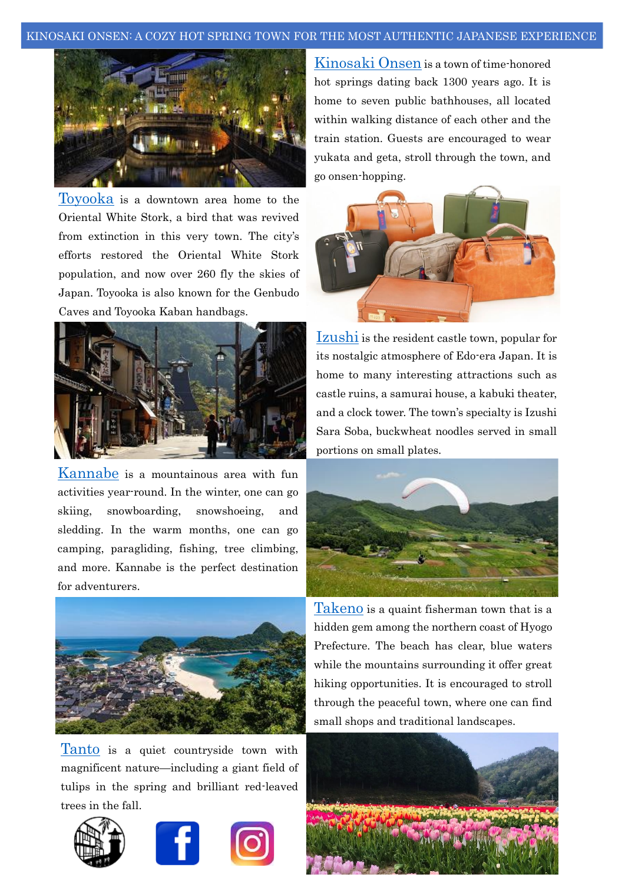# KINOSAKI ONSEN: A COZY HOT SPRING TOWN FOR THE MOST AUTHENTIC JAPANESE EXPERIENCE

Kinosaki Onsen is a town of time-honored hot springs dating back 1300 years ago. It is home to seven public bathhouses, all located within walking distance of each other and the train station. Guests are encouraged to wear yukata and geta, stroll through the town, and go onsen-hopping.

Toyooka is a downtown area home to the Oriental White Stork, a bird that was revived from extinction in this very town. The city's efforts restored the Oriental White Stork population, and now over 260 fly the skies of Japan. Toyooka is also known for the Genbudo Caves and Toyooka Kaban handbags.

Izushi is the resident castle town, popular for its nostalgic atmosphere of Edo-era Japan. It is home to many interesting attractions such as castle ruins, a samurai house, a kabuki theater, and a clock tower. The town's specialty is Izushi Sara Soba, buckwheat noodles served in small portions on small plates.

Kannabe is a mountainous area with fun activities year-round. In the winter, one can go skiing, snowboarding, snowshoeing, and sledding. In the warm months, one can go camping, paragliding, fishing, tree climbing, and more. Kannabe is the perfect destination for adventurers.

Takeno is a quaint fisherman town that is a hidden gem among the northern coast of Hyogo Prefecture. The beach has clear, blue waters while the mountains surrounding it offer great hiking opportunities. It is encouraged to stroll through the peaceful town, where one can find small shops and traditional landscapes.

Tanto is a quiet countryside town with magnificent nature—including a giant field of tulips in the spring and brilliant red-leaved trees in the fall.